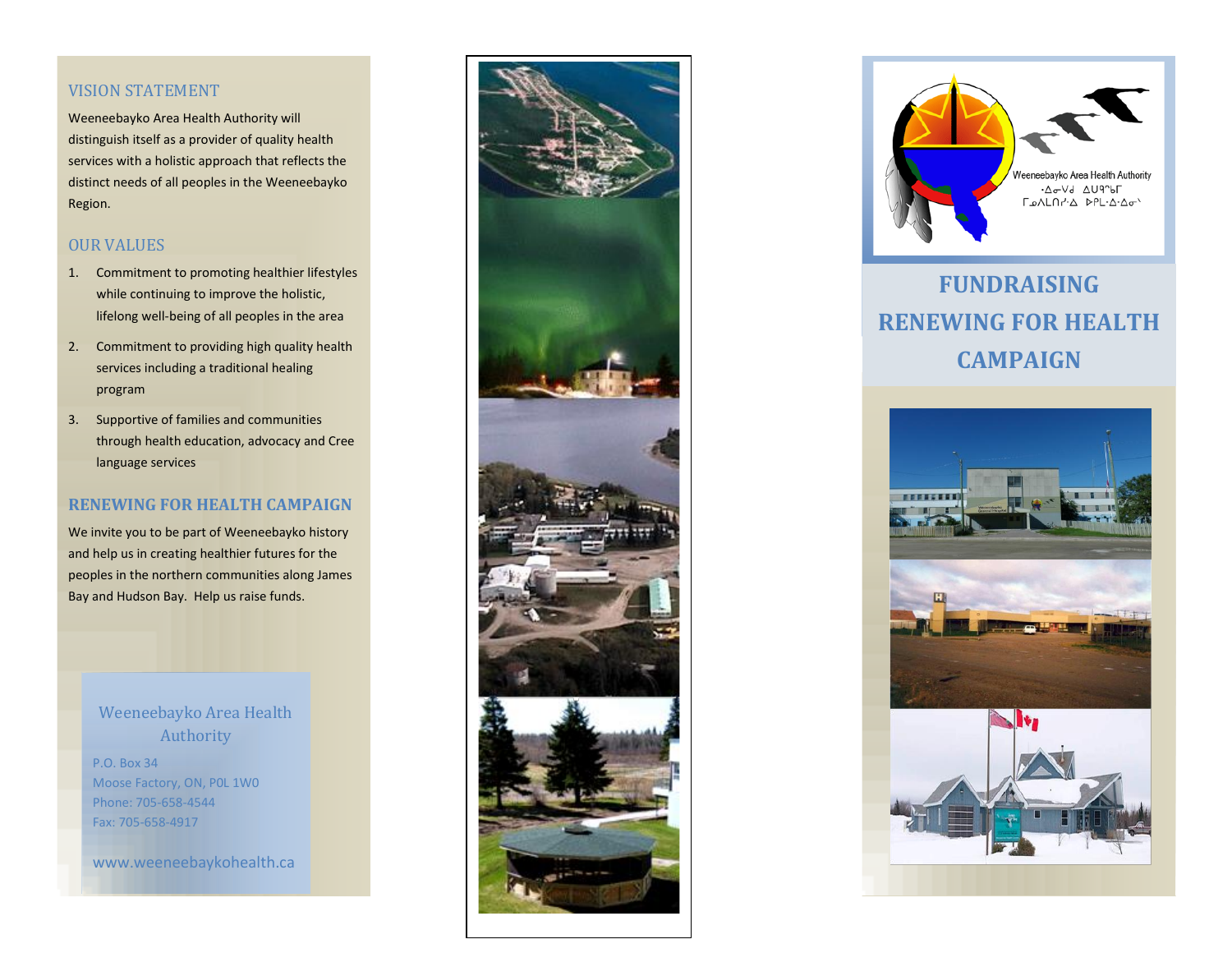## VISION STATEMENT

Weeneebayko Area Health Authority will distinguish itself as a provider of quality health services with a holistic approach that reflects the distinct needs of all peoples in the Weeneebayko Region.

## OUR VALUES

1. Commitment to promoting healthier lifestyles while continuing to improve the holistic, lifelong well-being of all peoples in the area
2. Commitment to providing high quality health services including a traditional healing program
3. Supportive of families and communities through health education, advocacy and Cree language services

## RENEWING FOR HEALTH CAMPAIGN

We invite you to be part of Weeneebayko history and help us in creating healthier futures for the peoples in the northern communities along James Bay and Hudson Bay. Help us raise funds.

### Weeneebayko Area Health Authority

P.O. Box 34
Moose Factory, ON, P0L 1W0
Phone: 705-658-4544
Fax: 705-658-4917

www.weeneebaykohealth.ca

Weeneebayko Area Health Authority
ᐧᐃᓂᐯᑯ ᐃᑌᕐᑲᒥ
ᒥᓄᐱᒪᑎᓯᐧᐃ ᐅᑭᒪᐧᐃᐧᐃᓂᐠ

# FUNDRAISING RENEWING FOR HEALTH CAMPAIGN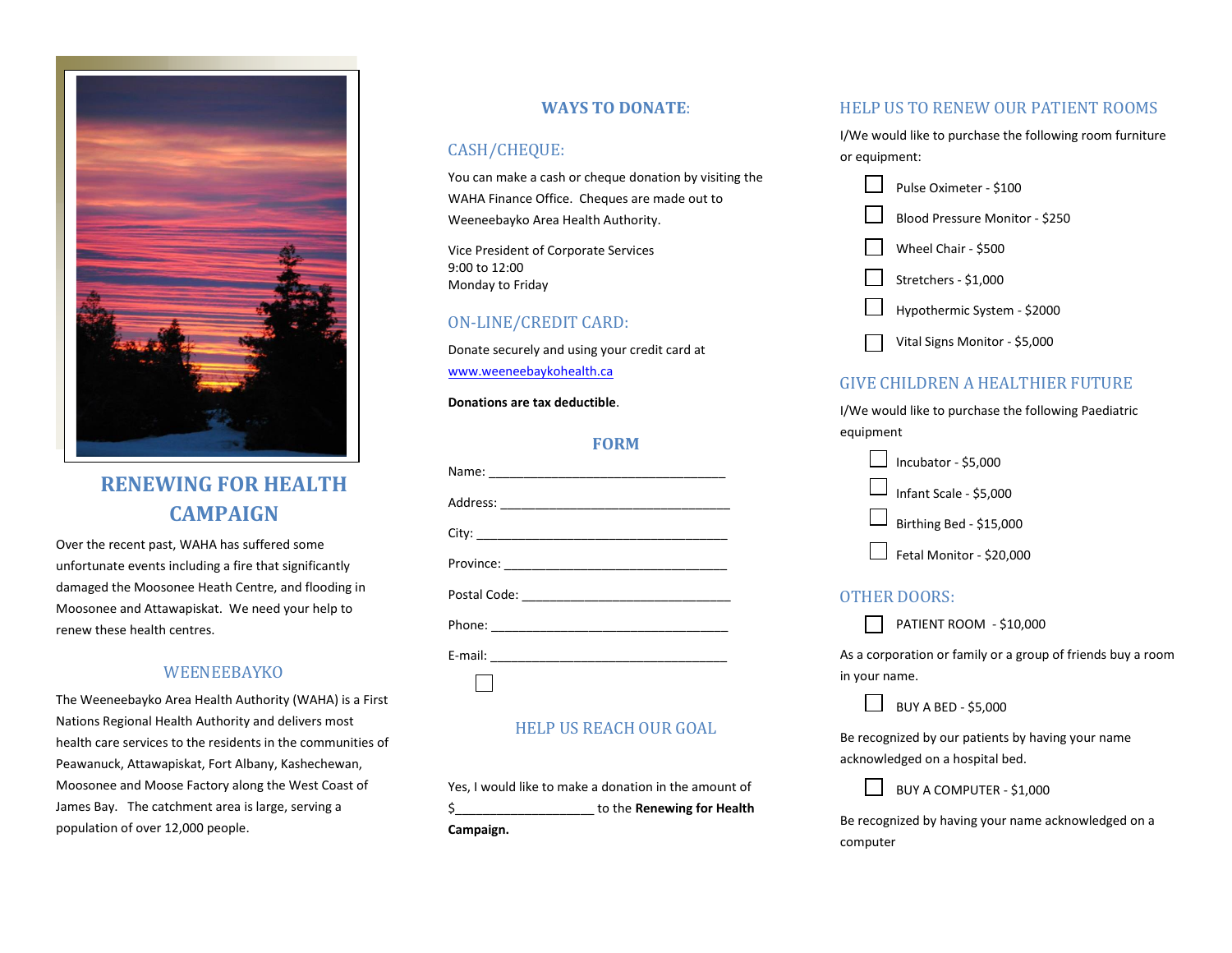# RENEWING FOR HEALTH CAMPAIGN

Over the recent past, WAHA has suffered some unfortunate events including a fire that significantly damaged the Moosonee Heath Centre, and flooding in Moosonee and Attawapiskat. We need your help to renew these health centres.

## WEENEEBAYKO

The Weeneebayko Area Health Authority (WAHA) is a First Nations Regional Health Authority and delivers most health care services to the residents in the communities of Peawanuck, Attawapiskat, Fort Albany, Kashechewan, Moosonee and Moose Factory along the West Coast of James Bay. The catchment area is large, serving a population of over 12,000 people.

## WAYS TO DONATE:

### CASH/CHEQUE:

You can make a cash or cheque donation by visiting the WAHA Finance Office. Cheques are made out to Weeneebayko Area Health Authority.

Vice President of Corporate Services
9:00 to 12:00
Monday to Friday

### ON-LINE/CREDIT CARD:

Donate securely and using your credit card at www.weeneebaykohealth.ca

**Donations are tax deductible**.

## FORM

Name: ___________________________________

Address: _________________________________

City: _____________________________________

Province: _________________________________

Postal Code: _______________________________

Phone: ___________________________________

E-mail: ___________________________________

☐

## HELP US REACH OUR GOAL

Yes, I would like to make a donation in the amount of $___________________ to the **Renewing for Health Campaign.**

## HELP US TO RENEW OUR PATIENT ROOMS

I/We would like to purchase the following room furniture or equipment:

- ☐ Pulse Oximeter - $100
- ☐ Blood Pressure Monitor - $250
- ☐ Wheel Chair - $500
- ☐ Stretchers - $1,000
- ☐ Hypothermic System - $2000
- ☐ Vital Signs Monitor - $5,000

## GIVE CHILDREN A HEALTHIER FUTURE

I/We would like to purchase the following Paediatric equipment

- ☐ Incubator - $5,000
- ☐ Infant Scale - $5,000
- ☐ Birthing Bed - $15,000
- ☐ Fetal Monitor - $20,000

## OTHER DOORS:

☐ PATIENT ROOM - $10,000

As a corporation or family or a group of friends buy a room in your name.

☐ BUY A BED - $5,000

Be recognized by our patients by having your name acknowledged on a hospital bed.

☐ BUY A COMPUTER - $1,000

Be recognized by having your name acknowledged on a computer